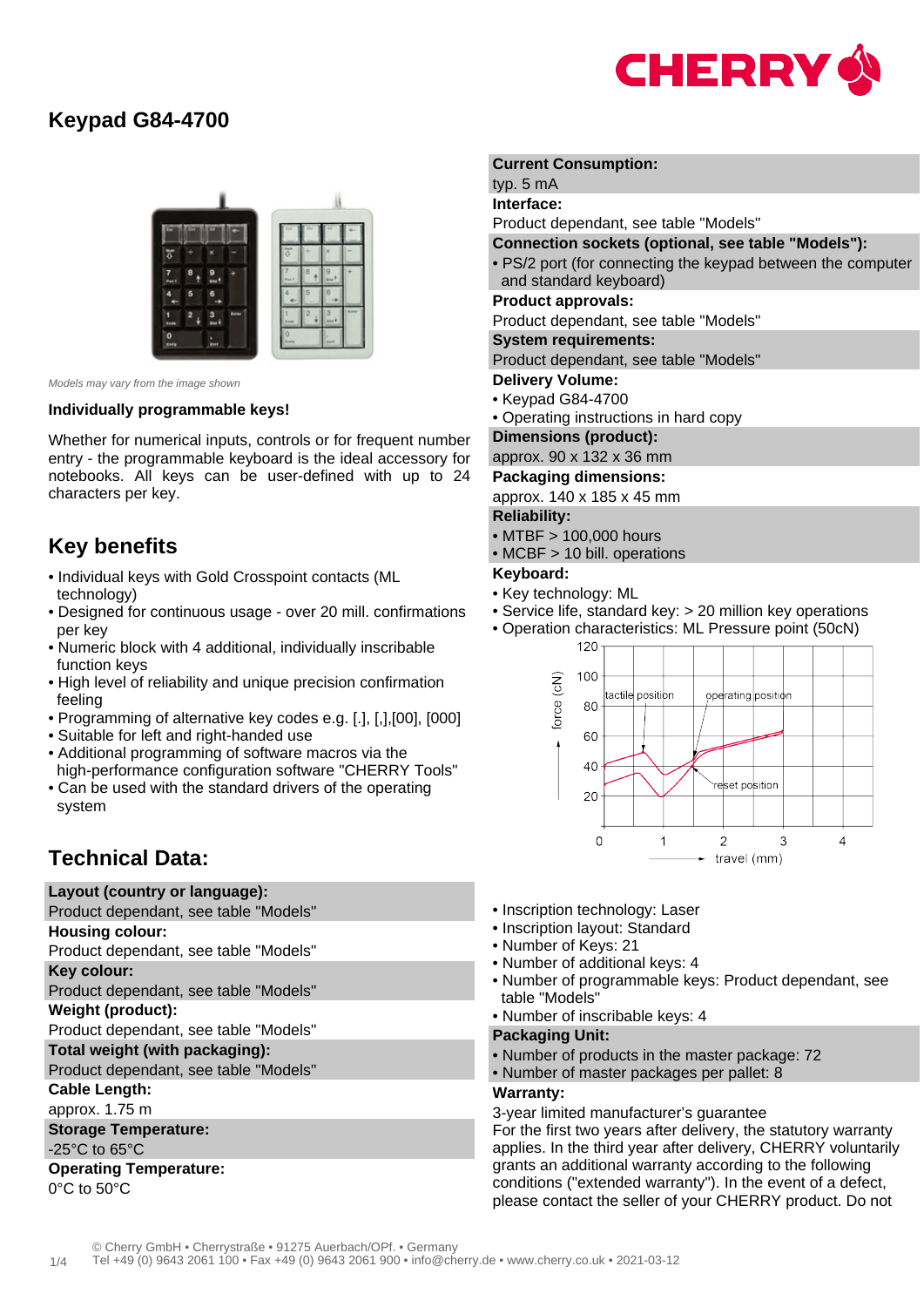# Keypad G84-4700

*Models may vary from the image shown*

**Individually programmable keys!**

Whether for numerical inputs, controls or for frequent number entry - the programmable keyboard is the ideal accessory for notebooks. All keys can be user-defined with up to 24 characters per key.

## Key benefits

- Individual keys with Gold Crosspoint contacts (ML technology)
- Designed for continuous usage - over 20 mill. confirmations per key
- Numeric block with 4 additional, individually inscribable function keys
- High level of reliability and unique precision confirmation feeling
- Programming of alternative key codes e.g. [.], [,],[00], [000]
- Suitable for left and right-handed use
- Additional programming of software macros via the high-performance configuration software "CHERRY Tools"
- Can be used with the standard drivers of the operating system

## Technical Data:

**Layout (country or language):**
Product dependant, see table "Models"

**Housing colour:**
Product dependant, see table "Models"

**Key colour:**
Product dependant, see table "Models"

**Weight (product):**
Product dependant, see table "Models"

**Total weight (with packaging):**
Product dependant, see table "Models"

**Cable Length:**
approx. 1.75 m

**Storage Temperature:**
-25°C to 65°C

**Operating Temperature:**
0°C to 50°C

**Current Consumption:**
typ. 5 mA

**Interface:**
Product dependant, see table "Models"

**Connection sockets (optional, see table "Models"):**
- PS/2 port (for connecting the keypad between the computer and standard keyboard)

**Product approvals:**
Product dependant, see table "Models"

**System requirements:**
Product dependant, see table "Models"

**Delivery Volume:**
- Keypad G84-4700
- Operating instructions in hard copy

**Dimensions (product):**
approx. 90 x 132 x 36 mm

**Packaging dimensions:**
approx. 140 x 185 x 45 mm

**Reliability:**
- MTBF > 100,000 hours
- MCBF > 10 bill. operations

**Keyboard:**
- Key technology: ML
- Service life, standard key: > 20 million key operations
- Operation characteristics: ML Pressure point (50cN)

- Inscription technology: Laser
- Inscription layout: Standard
- Number of Keys: 21
- Number of additional keys: 4
- Number of programmable keys: Product dependant, see table "Models"
- Number of inscribable keys: 4

**Packaging Unit:**
- Number of products in the master package: 72
- Number of master packages per pallet: 8

**Warranty:**
3-year limited manufacturer's guarantee
For the first two years after delivery, the statutory warranty applies. In the third year after delivery, CHERRY voluntarily grants an additional warranty according to the following conditions ("extended warranty"). In the event of a defect, please contact the seller of your CHERRY product. Do not

© Cherry GmbH • Cherrystraße • 91275 Auerbach/OPf. • Germany
Tel +49 (0) 9643 2061 100 • Fax +49 (0) 9643 2061 900 • info@cherry.de • www.cherry.co.uk • 2021-03-12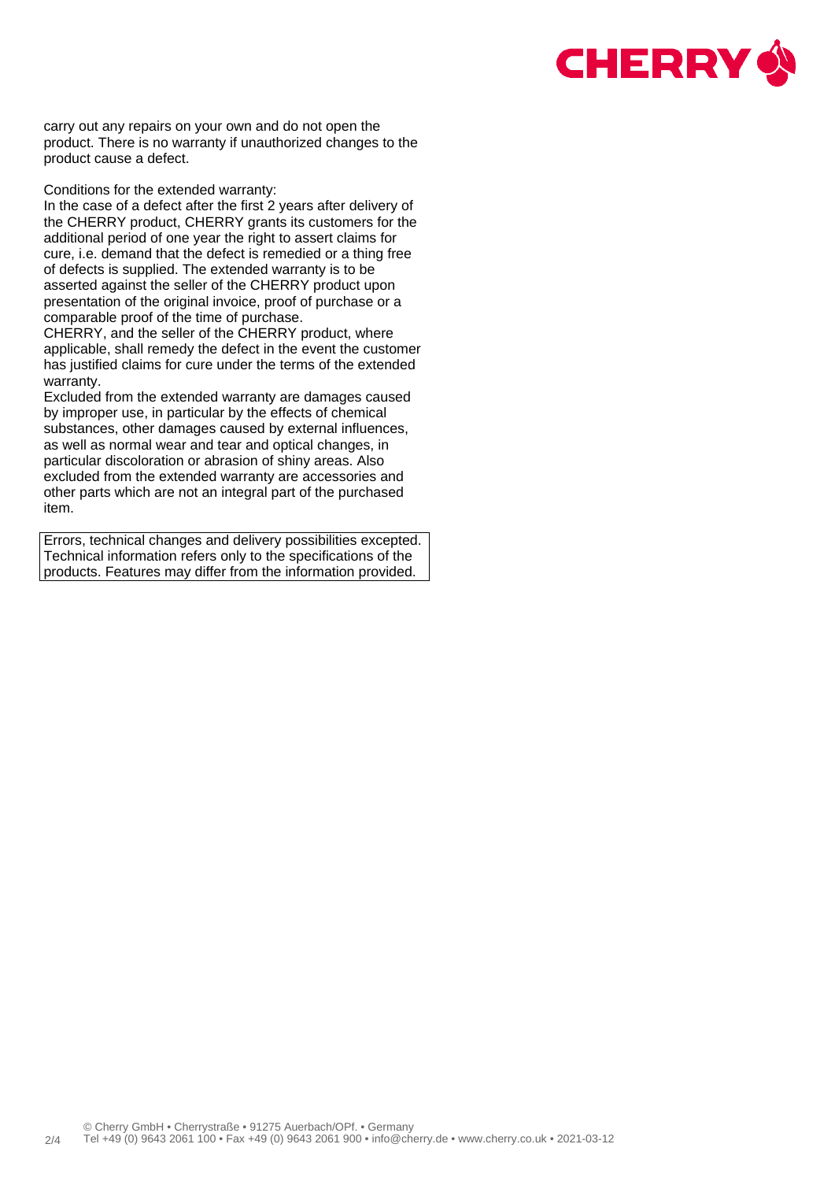carry out any repairs on your own and do not open the product. There is no warranty if unauthorized changes to the product cause a defect.

Conditions for the extended warranty:
In the case of a defect after the first 2 years after delivery of the CHERRY product, CHERRY grants its customers for the additional period of one year the right to assert claims for cure, i.e. demand that the defect is remedied or a thing free of defects is supplied. The extended warranty is to be asserted against the seller of the CHERRY product upon presentation of the original invoice, proof of purchase or a comparable proof of the time of purchase.
CHERRY, and the seller of the CHERRY product, where applicable, shall remedy the defect in the event the customer has justified claims for cure under the terms of the extended warranty.
Excluded from the extended warranty are damages caused by improper use, in particular by the effects of chemical substances, other damages caused by external influences, as well as normal wear and tear and optical changes, in particular discoloration or abrasion of shiny areas. Also excluded from the extended warranty are accessories and other parts which are not an integral part of the purchased item.

Errors, technical changes and delivery possibilities excepted. Technical information refers only to the specifications of the products. Features may differ from the information provided.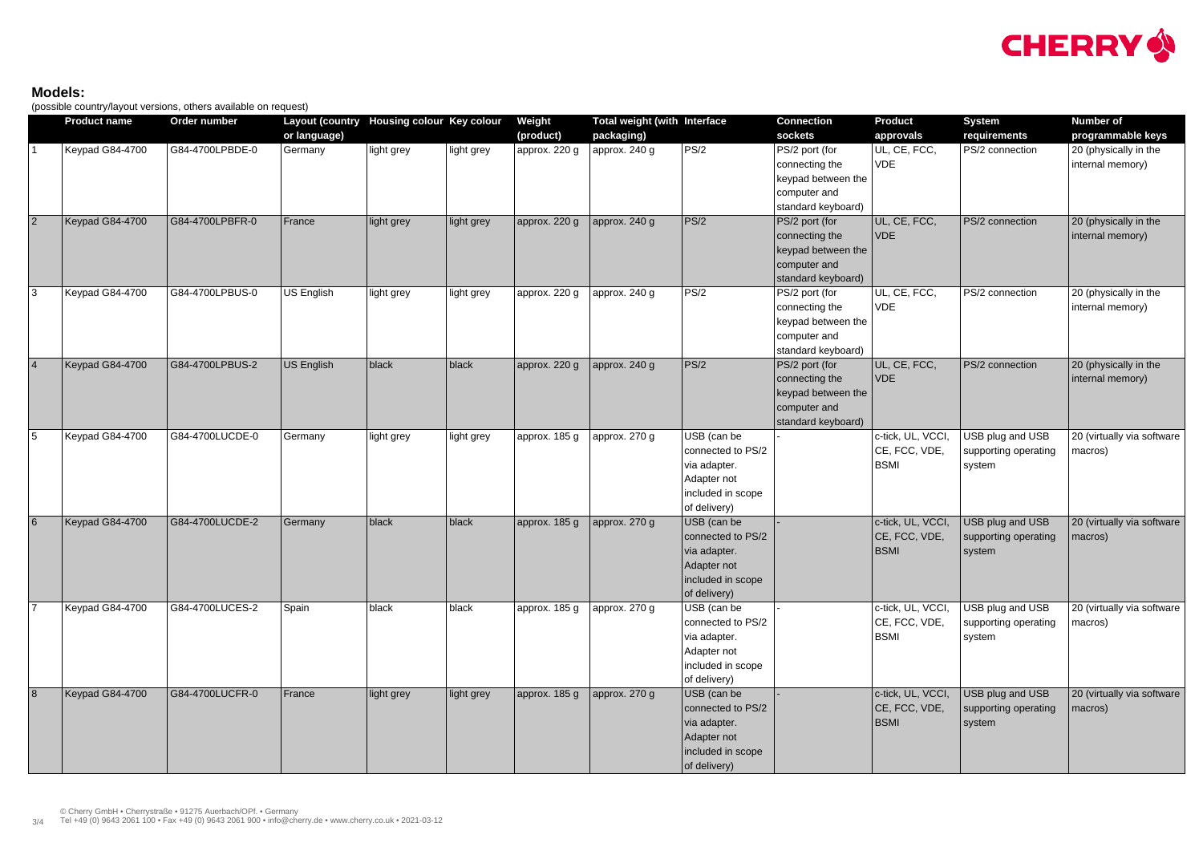## Models:

(possible country/layout versions, others available on request)

| | Product name | Order number | Layout (country or language) | Housing colour | Key colour | Weight (product) | Total weight (with packaging) | Interface | Connection sockets | Product approvals | System requirements | Number of programmable keys |
|---|---|---|---|---|---|---|---|---|---|---|---|---|
| 1 | Keypad G84-4700 | G84-4700LPBDE-0 | Germany | light grey | light grey | approx. 220 g | approx. 240 g | PS/2 | PS/2 port (for connecting the keypad between the computer and standard keyboard) | UL, CE, FCC, VDE | PS/2 connection | 20 (physically in the internal memory) |
| 2 | Keypad G84-4700 | G84-4700LPBFR-0 | France | light grey | light grey | approx. 220 g | approx. 240 g | PS/2 | PS/2 port (for connecting the keypad between the computer and standard keyboard) | UL, CE, FCC, VDE | PS/2 connection | 20 (physically in the internal memory) |
| 3 | Keypad G84-4700 | G84-4700LPBUS-0 | US English | light grey | light grey | approx. 220 g | approx. 240 g | PS/2 | PS/2 port (for connecting the keypad between the computer and standard keyboard) | UL, CE, FCC, VDE | PS/2 connection | 20 (physically in the internal memory) |
| 4 | Keypad G84-4700 | G84-4700LPBUS-2 | US English | black | black | approx. 220 g | approx. 240 g | PS/2 | PS/2 port (for connecting the keypad between the computer and standard keyboard) | UL, CE, FCC, VDE | PS/2 connection | 20 (physically in the internal memory) |
| 5 | Keypad G84-4700 | G84-4700LUCDE-0 | Germany | light grey | light grey | approx. 185 g | approx. 270 g | USB (can be connected to PS/2 via adapter. Adapter not included in scope of delivery) | - | c-tick, UL, VCCI, CE, FCC, VDE, BSMI | USB plug and USB supporting operating system | 20 (virtually via software macros) |
| 6 | Keypad G84-4700 | G84-4700LUCDE-2 | Germany | black | black | approx. 185 g | approx. 270 g | USB (can be connected to PS/2 via adapter. Adapter not included in scope of delivery) | - | c-tick, UL, VCCI, CE, FCC, VDE, BSMI | USB plug and USB supporting operating system | 20 (virtually via software macros) |
| 7 | Keypad G84-4700 | G84-4700LUCES-2 | Spain | black | black | approx. 185 g | approx. 270 g | USB (can be connected to PS/2 via adapter. Adapter not included in scope of delivery) | - | c-tick, UL, VCCI, CE, FCC, VDE, BSMI | USB plug and USB supporting operating system | 20 (virtually via software macros) |
| 8 | Keypad G84-4700 | G84-4700LUCFR-0 | France | light grey | light grey | approx. 185 g | approx. 270 g | USB (can be connected to PS/2 via adapter. Adapter not included in scope of delivery) | - | c-tick, UL, VCCI, CE, FCC, VDE, BSMI | USB plug and USB supporting operating system | 20 (virtually via software macros) |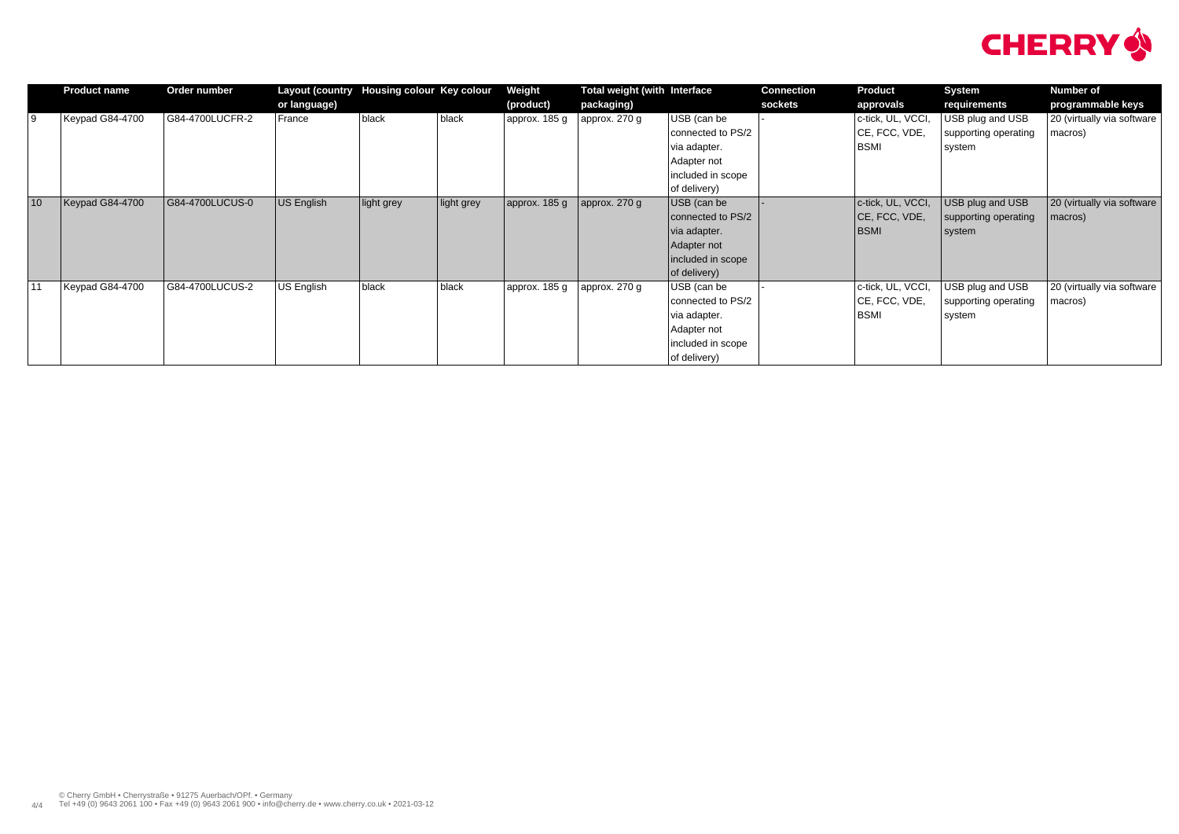| | Product name | Order number | Layout (country or language) | Housing colour | Key colour | Weight (product) | Total weight (with packaging) | Interface | Connection sockets | Product approvals | System requirements | Number of programmable keys |
|---|---|---|---|---|---|---|---|---|---|---|---|---|
| 9 | Keypad G84-4700 | G84-4700LUCFR-2 | France | black | black | approx. 185 g | approx. 270 g | USB (can be connected to PS/2 via adapter. Adapter not included in scope of delivery) | - | c-tick, UL, VCCI, CE, FCC, VDE, BSMI | USB plug and USB supporting operating system | 20 (virtually via software macros) |
| 10 | Keypad G84-4700 | G84-4700LUCUS-0 | US English | light grey | light grey | approx. 185 g | approx. 270 g | USB (can be connected to PS/2 via adapter. Adapter not included in scope of delivery) | - | c-tick, UL, VCCI, CE, FCC, VDE, BSMI | USB plug and USB supporting operating system | 20 (virtually via software macros) |
| 11 | Keypad G84-4700 | G84-4700LUCUS-2 | US English | black | black | approx. 185 g | approx. 270 g | USB (can be connected to PS/2 via adapter. Adapter not included in scope of delivery) | - | c-tick, UL, VCCI, CE, FCC, VDE, BSMI | USB plug and USB supporting operating system | 20 (virtually via software macros) |

© Cherry GmbH • Cherrystraße • 91275 Auerbach/OPf. • Germany
Tel +49 (0) 9643 2061 100 • Fax +49 (0) 9643 2061 900 • info@cherry.de • www.cherry.co.uk • 2021-03-12